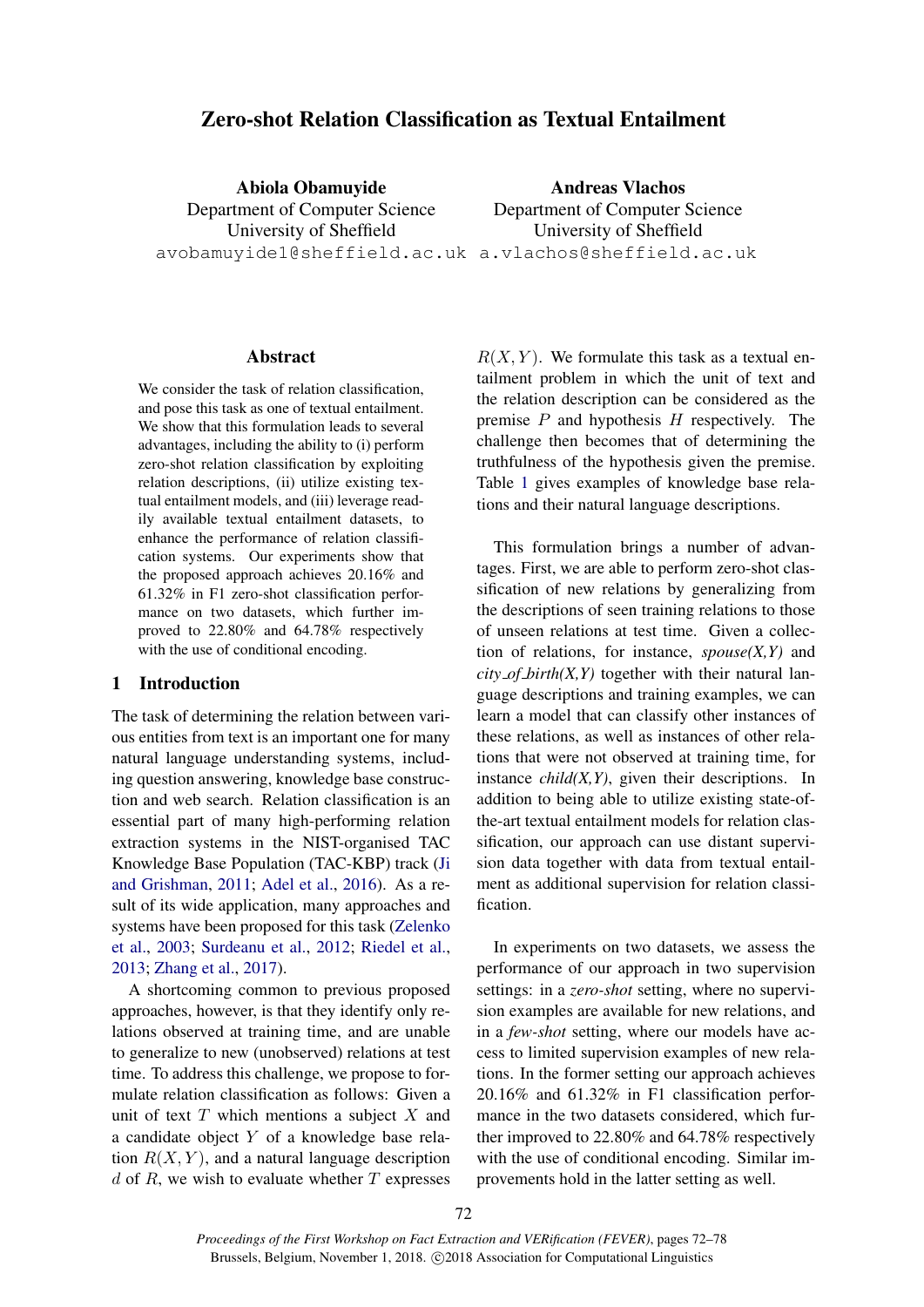# Zero-shot Relation Classification as Textual Entailment

**Abiola Obamuyide**
Department of Computer Science
University of Sheffield
avobamuyide1@sheffield.ac.uk

**Andreas Vlachos**
Department of Computer Science
University of Sheffield
a.vlachos@sheffield.ac.uk

## Abstract

We consider the task of relation classification, and pose this task as one of textual entailment. We show that this formulation leads to several advantages, including the ability to (i) perform zero-shot relation classification by exploiting relation descriptions, (ii) utilize existing textual entailment models, and (iii) leverage readily available textual entailment datasets, to enhance the performance of relation classification systems. Our experiments show that the proposed approach achieves 20.16% and 61.32% in F1 zero-shot classification performance on two datasets, which further improved to 22.80% and 64.78% respectively with the use of conditional encoding.

## 1 Introduction

The task of determining the relation between various entities from text is an important one for many natural language understanding systems, including question answering, knowledge base construction and web search. Relation classification is an essential part of many high-performing relation extraction systems in the NIST-organised TAC Knowledge Base Population (TAC-KBP) track (Ji and Grishman, 2011; Adel et al., 2016). As a result of its wide application, many approaches and systems have been proposed for this task (Zelenko et al., 2003; Surdeanu et al., 2012; Riedel et al., 2013; Zhang et al., 2017).

A shortcoming common to previous proposed approaches, however, is that they identify only relations observed at training time, and are unable to generalize to new (unobserved) relations at test time. To address this challenge, we propose to formulate relation classification as follows: Given a unit of text $T$ which mentions a subject $X$ and a candidate object $Y$ of a knowledge base relation $R(X,Y)$, and a natural language description $d$ of $R$, we wish to evaluate whether $T$ expresses $R(X,Y)$. We formulate this task as a textual entailment problem in which the unit of text and the relation description can be considered as the premise $P$ and hypothesis $H$ respectively. The challenge then becomes that of determining the truthfulness of the hypothesis given the premise. Table 1 gives examples of knowledge base relations and their natural language descriptions.

This formulation brings a number of advantages. First, we are able to perform zero-shot classification of new relations by generalizing from the descriptions of seen training relations to those of unseen relations at test time. Given a collection of relations, for instance, *spouse(X,Y)* and *city_of_birth(X,Y)* together with their natural language descriptions and training examples, we can learn a model that can classify other instances of these relations, as well as instances of other relations that were not observed at training time, for instance *child(X,Y)*, given their descriptions. In addition to being able to utilize existing state-of-the-art textual entailment models for relation classification, our approach can use distant supervision data together with data from textual entailment as additional supervision for relation classification.

In experiments on two datasets, we assess the performance of our approach in two supervision settings: in a *zero-shot* setting, where no supervision examples are available for new relations, and in a *few-shot* setting, where our models have access to limited supervision examples of new relations. In the former setting our approach achieves 20.16% and 61.32% in F1 classification performance in the two datasets considered, which further improved to 22.80% and 64.78% respectively with the use of conditional encoding. Similar improvements hold in the latter setting as well.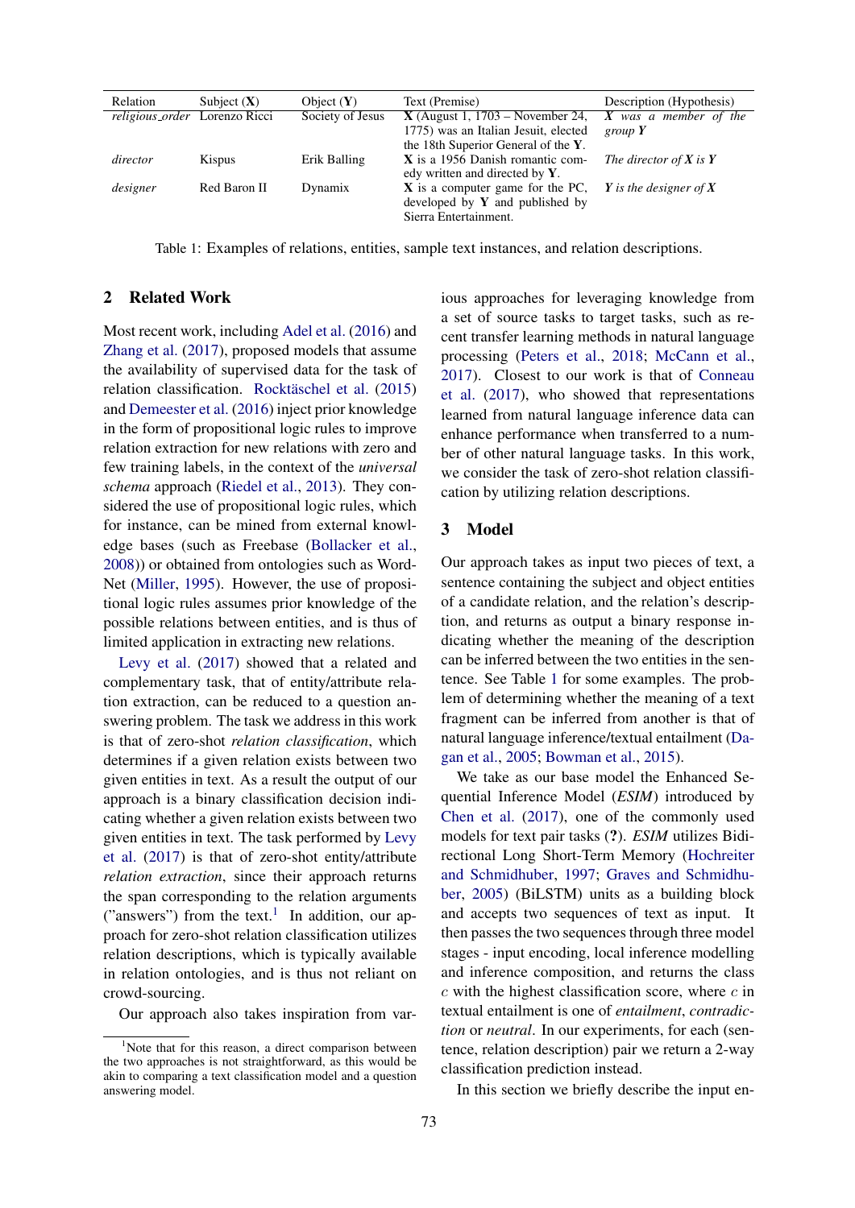| Relation | Subject (**X**) | Object (**Y**) | Text (Premise) | Description (Hypothesis) |
|---|---|---|---|---|
| *religious_order* | Lorenzo Ricci | Society of Jesus | **X** (August 1, 1703 – November 24, 1775) was an Italian Jesuit, elected the 18th Superior General of the **Y**. | ***X*** *was a member of the group* ***Y*** |
| *director* | Kispus | Erik Balling | **X** is a 1956 Danish romantic comedy written and directed by **Y**. | *The director of* ***X*** *is* ***Y*** |
| *designer* | Red Baron II | Dynamix | **X** is a computer game for the PC, developed by **Y** and published by Sierra Entertainment. | ***Y*** *is the designer of* ***X*** |

Table 1: Examples of relations, entities, sample text instances, and relation descriptions.

## 2 Related Work

Most recent work, including Adel et al. (2016) and Zhang et al. (2017), proposed models that assume the availability of supervised data for the task of relation classification. Rocktäschel et al. (2015) and Demeester et al. (2016) inject prior knowledge in the form of propositional logic rules to improve relation extraction for new relations with zero and few training labels, in the context of the *universal schema* approach (Riedel et al., 2013). They considered the use of propositional logic rules, which for instance, can be mined from external knowledge bases (such as Freebase (Bollacker et al., 2008)) or obtained from ontologies such as WordNet (Miller, 1995). However, the use of propositional logic rules assumes prior knowledge of the possible relations between entities, and is thus of limited application in extracting new relations.

Levy et al. (2017) showed that a related and complementary task, that of entity/attribute relation extraction, can be reduced to a question answering problem. The task we address in this work is that of zero-shot *relation classification*, which determines if a given relation exists between two given entities in text. As a result the output of our approach is a binary classification decision indicating whether a given relation exists between two given entities in text. The task performed by Levy et al. (2017) is that of zero-shot entity/attribute *relation extraction*, since their approach returns the span corresponding to the relation arguments ("answers") from the text.[1] In addition, our approach for zero-shot relation classification utilizes relation descriptions, which is typically available in relation ontologies, and is thus not reliant on crowd-sourcing.

Our approach also takes inspiration from various approaches for leveraging knowledge from a set of source tasks to target tasks, such as recent transfer learning methods in natural language processing (Peters et al., 2018; McCann et al., 2017). Closest to our work is that of Conneau et al. (2017), who showed that representations learned from natural language inference data can enhance performance when transferred to a number of other natural language tasks. In this work, we consider the task of zero-shot relation classification by utilizing relation descriptions.

## 3 Model

Our approach takes as input two pieces of text, a sentence containing the subject and object entities of a candidate relation, and the relation's description, and returns as output a binary response indicating whether the meaning of the description can be inferred between the two entities in the sentence. See Table 1 for some examples. The problem of determining whether the meaning of a text fragment can be inferred from another is that of natural language inference/textual entailment (Dagan et al., 2005; Bowman et al., 2015).

We take as our base model the Enhanced Sequential Inference Model (*ESIM*) introduced by Chen et al. (2017), one of the commonly used models for text pair tasks (**?**). *ESIM* utilizes Bidirectional Long Short-Term Memory (Hochreiter and Schmidhuber, 1997; Graves and Schmidhuber, 2005) (BiLSTM) units as a building block and accepts two sequences of text as input. It then passes the two sequences through three model stages - input encoding, local inference modelling and inference composition, and returns the class $c$ with the highest classification score, where $c$ in textual entailment is one of *entailment*, *contradiction* or *neutral*. In our experiments, for each (sentence, relation description) pair we return a 2-way classification prediction instead.

In this section we briefly describe the input en-

[1] Note that for this reason, a direct comparison between the two approaches is not straightforward, as this would be akin to comparing a text classification model and a question answering model.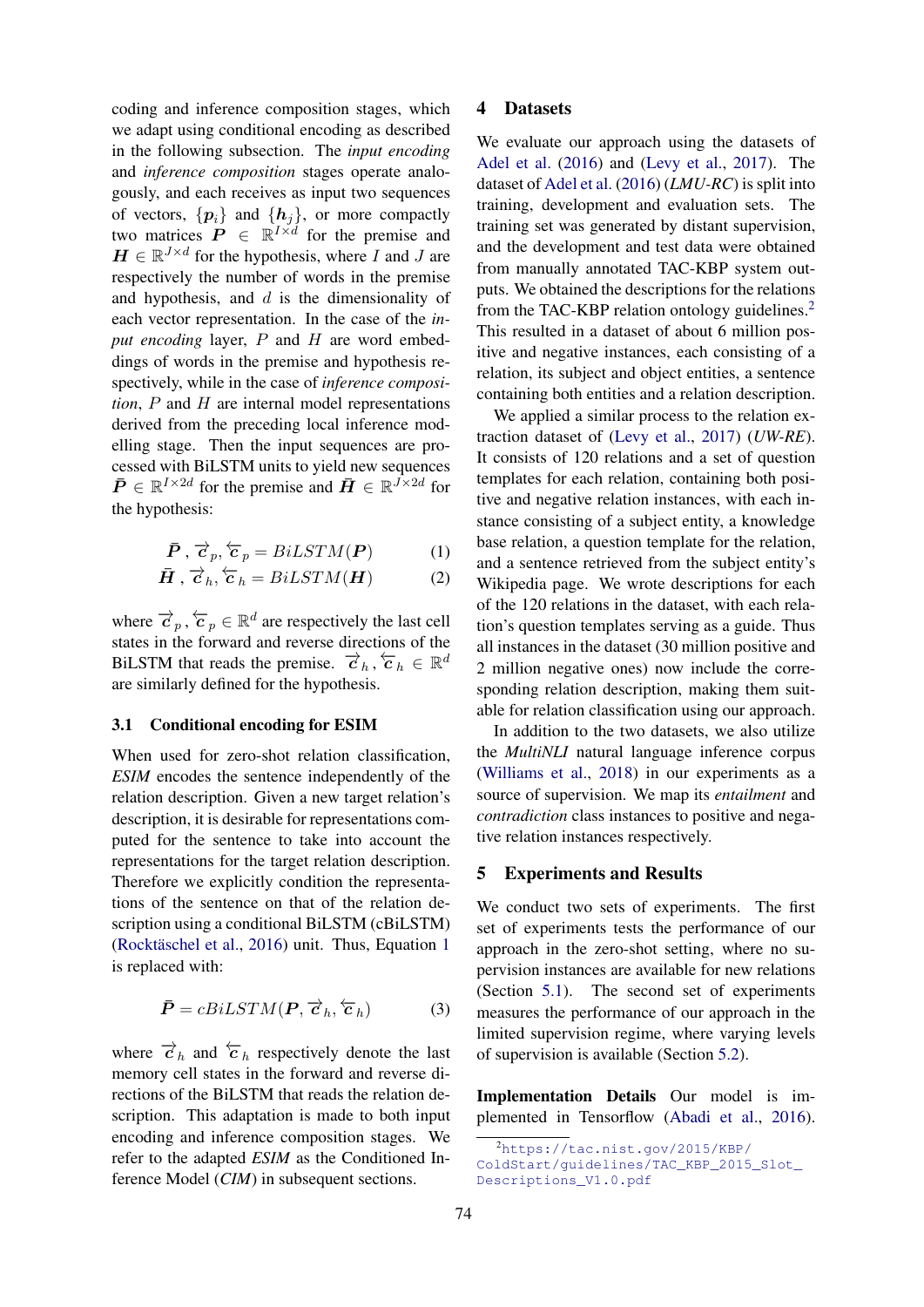coding and inference composition stages, which we adapt using conditional encoding as described in the following subsection. The *input encoding* and *inference composition* stages operate analogously, and each receives as input two sequences of vectors, $\{\boldsymbol{p}_i\}$ and $\{\boldsymbol{h}_j\}$, or more compactly two matrices $\boldsymbol{P} \in \mathbb{R}^{I \times d}$ for the premise and $\boldsymbol{H} \in \mathbb{R}^{J \times d}$ for the hypothesis, where $I$ and $J$ are respectively the number of words in the premise and hypothesis, and $d$ is the dimensionality of each vector representation. In the case of the *input encoding* layer, $P$ and $H$ are word embeddings of words in the premise and hypothesis respectively, while in the case of *inference composition*, $P$ and $H$ are internal model representations derived from the preceding local inference modelling stage. Then the input sequences are processed with BiLSTM units to yield new sequences $\bar{\boldsymbol{P}} \in \mathbb{R}^{I \times 2d}$ for the premise and $\bar{\boldsymbol{H}} \in \mathbb{R}^{J \times 2d}$ for the hypothesis:

$$\bar{\boldsymbol{P}}, \overrightarrow{c}_p, \overleftarrow{c}_p = BiLSTM(\boldsymbol{P}) \tag{1}$$

$$\bar{\boldsymbol{H}}, \overrightarrow{c}_h, \overleftarrow{c}_h = BiLSTM(\boldsymbol{H}) \tag{2}$$

where $\overrightarrow{c}_p, \overleftarrow{c}_p \in \mathbb{R}^d$ are respectively the last cell states in the forward and reverse directions of the BiLSTM that reads the premise. $\overrightarrow{c}_h, \overleftarrow{c}_h \in \mathbb{R}^d$ are similarly defined for the hypothesis.

### 3.1 Conditional encoding for ESIM

When used for zero-shot relation classification, *ESIM* encodes the sentence independently of the relation description. Given a new target relation's description, it is desirable for representations computed for the sentence to take into account the representations for the target relation description. Therefore we explicitly condition the representations of the sentence on that of the relation description using a conditional BiLSTM (cBiLSTM) (Rocktäschel et al., 2016) unit. Thus, Equation 1 is replaced with:

$$\bar{\boldsymbol{P}} = cBiLSTM(\boldsymbol{P}, \overrightarrow{c}_h, \overleftarrow{c}_h) \tag{3}$$

where $\overrightarrow{c}_h$ and $\overleftarrow{c}_h$ respectively denote the last memory cell states in the forward and reverse directions of the BiLSTM that reads the relation description. This adaptation is made to both input encoding and inference composition stages. We refer to the adapted *ESIM* as the Conditioned Inference Model (*CIM*) in subsequent sections.

## 4 Datasets

We evaluate our approach using the datasets of Adel et al. (2016) and (Levy et al., 2017). The dataset of Adel et al. (2016) (*LMU-RC*) is split into training, development and evaluation sets. The training set was generated by distant supervision, and the development and test data were obtained from manually annotated TAC-KBP system outputs. We obtained the descriptions for the relations from the TAC-KBP relation ontology guidelines.[2] This resulted in a dataset of about 6 million positive and negative instances, each consisting of a relation, its subject and object entities, a sentence containing both entities and a relation description.

We applied a similar process to the relation extraction dataset of (Levy et al., 2017) (*UW-RE*). It consists of 120 relations and a set of question templates for each relation, containing both positive and negative relation instances, with each instance consisting of a subject entity, a knowledge base relation, a question template for the relation, and a sentence retrieved from the subject entity's Wikipedia page. We wrote descriptions for each of the 120 relations in the dataset, with each relation's question templates serving as a guide. Thus all instances in the dataset (30 million positive and 2 million negative ones) now include the corresponding relation description, making them suitable for relation classification using our approach.

In addition to the two datasets, we also utilize the *MultiNLI* natural language inference corpus (Williams et al., 2018) in our experiments as a source of supervision. We map its *entailment* and *contradiction* class instances to positive and negative relation instances respectively.

## 5 Experiments and Results

We conduct two sets of experiments. The first set of experiments tests the performance of our approach in the zero-shot setting, where no supervision instances are available for new relations (Section 5.1). The second set of experiments measures the performance of our approach in the limited supervision regime, where varying levels of supervision is available (Section 5.2).

**Implementation Details** Our model is implemented in Tensorflow (Abadi et al., 2016).

[2] https://tac.nist.gov/2015/KBP/ColdStart/guidelines/TAC_KBP_2015_Slot_Descriptions_V1.0.pdf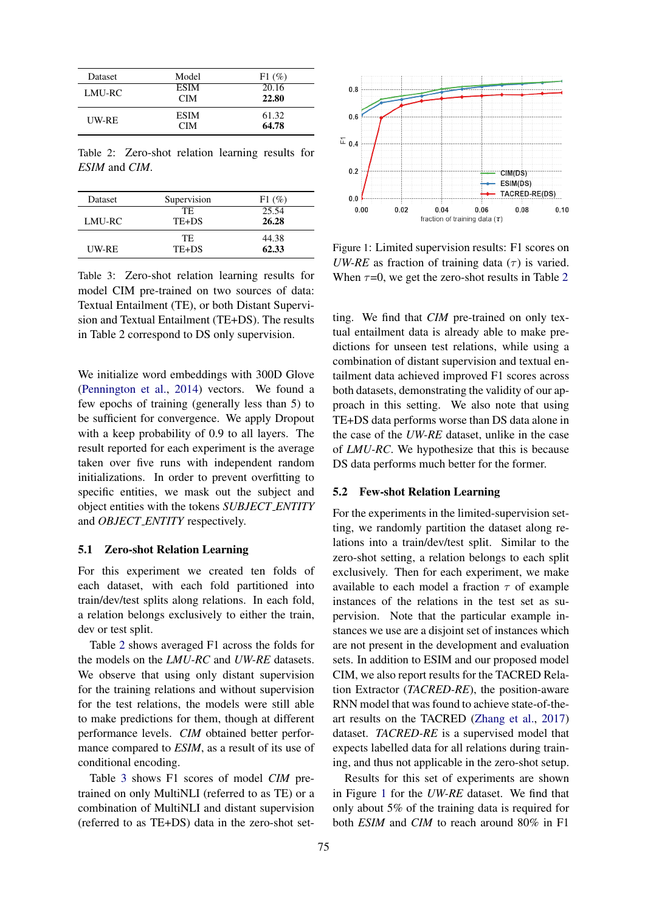| Dataset | Model | F1 (%) |
|---|---|---|
| LMU-RC | ESIM | 20.16 |
| | CIM | **22.80** |
| UW-RE | ESIM | 61.32 |
| | CIM | **64.78** |

Table 2: Zero-shot relation learning results for *ESIM* and *CIM*.

| Dataset | Supervision | F1 (%) |
|---|---|---|
| LMU-RC | TE | 25.54 |
| | TE+DS | **26.28** |
| UW-RE | TE | 44.38 |
| | TE+DS | **62.33** |

Table 3: Zero-shot relation learning results for model CIM pre-trained on two sources of data: Textual Entailment (TE), or both Distant Supervision and Textual Entailment (TE+DS). The results in Table 2 correspond to DS only supervision.

We initialize word embeddings with 300D Glove (Pennington et al., 2014) vectors. We found a few epochs of training (generally less than 5) to be sufficient for convergence. We apply Dropout with a keep probability of 0.9 to all layers. The result reported for each experiment is the average taken over five runs with independent random initializations. In order to prevent overfitting to specific entities, we mask out the subject and object entities with the tokens *SUBJECT_ENTITY* and *OBJECT_ENTITY* respectively.

### 5.1 Zero-shot Relation Learning

For this experiment we created ten folds of each dataset, with each fold partitioned into train/dev/test splits along relations. In each fold, a relation belongs exclusively to either the train, dev or test split.

Table 2 shows averaged F1 across the folds for the models on the *LMU-RC* and *UW-RE* datasets. We observe that using only distant supervision for the training relations and without supervision for the test relations, the models were still able to make predictions for them, though at different performance levels. *CIM* obtained better performance compared to *ESIM*, as a result of its use of conditional encoding.

Table 3 shows F1 scores of model *CIM* pre-trained on only MultiNLI (referred to as TE) or a combination of MultiNLI and distant supervision (referred to as TE+DS) data in the zero-shot setting. We find that *CIM* pre-trained on only textual entailment data is already able to make predictions for unseen test relations, while using a combination of distant supervision and textual entailment data achieved improved F1 scores across both datasets, demonstrating the validity of our approach in this setting. We also note that using TE+DS data performs worse than DS data alone in the case of the *UW-RE* dataset, unlike in the case of *LMU-RC*. We hypothesize that this is because DS data performs much better for the former.

Figure 1: Limited supervision results: F1 scores on *UW-RE* as fraction of training data ($\tau$) is varied. When $\tau$=0, we get the zero-shot results in Table 2

### 5.2 Few-shot Relation Learning

For the experiments in the limited-supervision setting, we randomly partition the dataset along relations into a train/dev/test split. Similar to the zero-shot setting, a relation belongs to each split exclusively. Then for each experiment, we make available to each model a fraction $\tau$ of example instances of the relations in the test set as supervision. Note that the particular example instances we use are a disjoint set of instances which are not present in the development and evaluation sets. In addition to ESIM and our proposed model CIM, we also report results for the TACRED Relation Extractor (*TACRED-RE*), the position-aware RNN model that was found to achieve state-of-the-art results on the TACRED (Zhang et al., 2017) dataset. *TACRED-RE* is a supervised model that expects labelled data for all relations during training, and thus not applicable in the zero-shot setup.

Results for this set of experiments are shown in Figure 1 for the *UW-RE* dataset. We find that only about 5% of the training data is required for both *ESIM* and *CIM* to reach around 80% in F1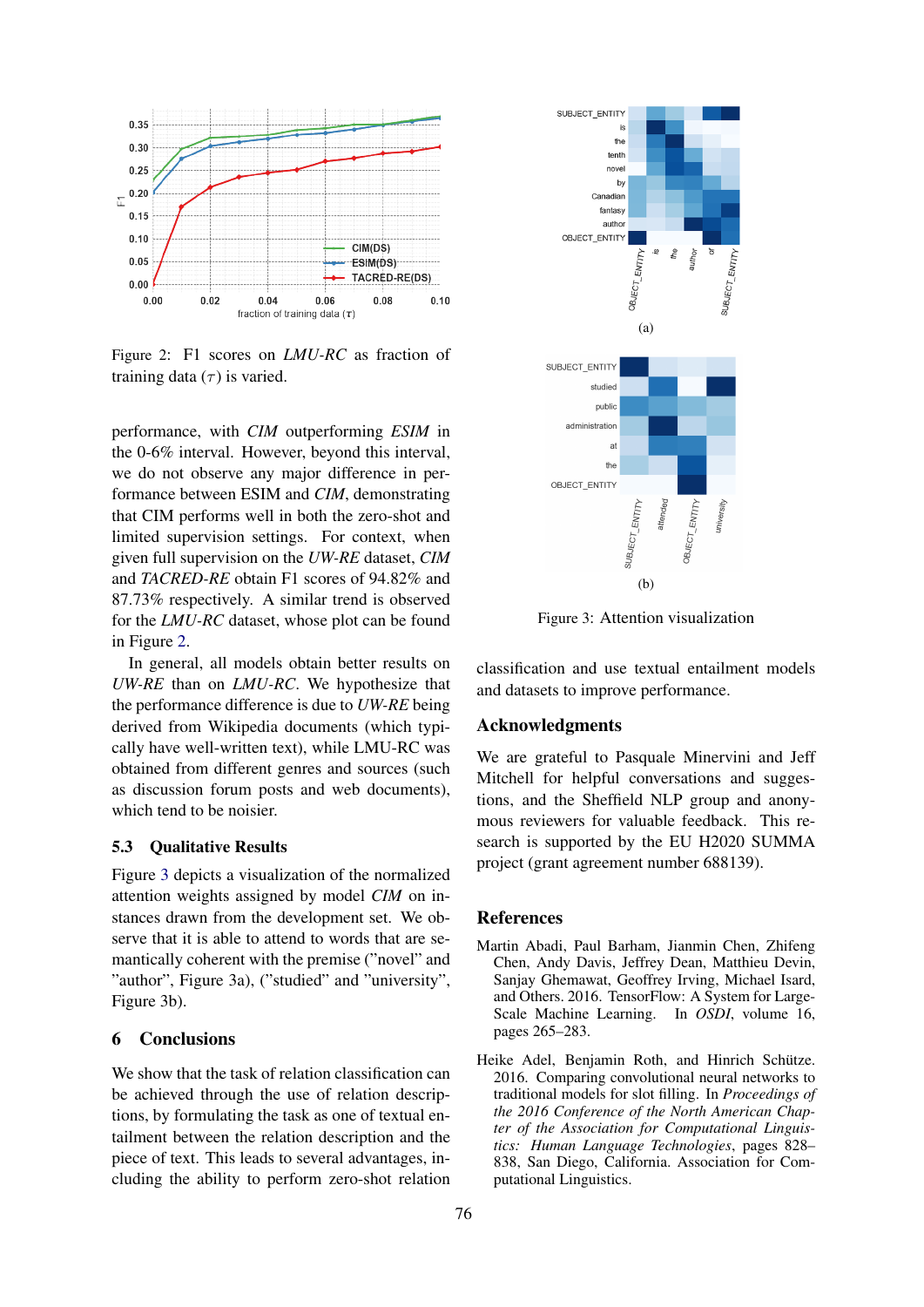Figure 2: F1 scores on *LMU-RC* as fraction of training data ($\tau$) is varied.

performance, with *CIM* outperforming *ESIM* in the 0-6% interval. However, beyond this interval, we do not observe any major difference in performance between ESIM and *CIM*, demonstrating that CIM performs well in both the zero-shot and limited supervision settings. For context, when given full supervision on the *UW-RE* dataset, *CIM* and *TACRED-RE* obtain F1 scores of 94.82% and 87.73% respectively. A similar trend is observed for the *LMU-RC* dataset, whose plot can be found in Figure 2.

In general, all models obtain better results on *UW-RE* than on *LMU-RC*. We hypothesize that the performance difference is due to *UW-RE* being derived from Wikipedia documents (which typically have well-written text), while LMU-RC was obtained from different genres and sources (such as discussion forum posts and web documents), which tend to be noisier.

### 5.3 Qualitative Results

Figure 3 depicts a visualization of the normalized attention weights assigned by model *CIM* on instances drawn from the development set. We observe that it is able to attend to words that are semantically coherent with the premise ("novel" and "author", Figure 3a), ("studied" and "university", Figure 3b).

## 6 Conclusions

We show that the task of relation classification can be achieved through the use of relation descriptions, by formulating the task as one of textual entailment between the relation description and the piece of text. This leads to several advantages, including the ability to perform zero-shot relation classification and use textual entailment models and datasets to improve performance.

Figure 3: Attention visualization

## Acknowledgments

We are grateful to Pasquale Minervini and Jeff Mitchell for helpful conversations and suggestions, and the Sheffield NLP group and anonymous reviewers for valuable feedback. This research is supported by the EU H2020 SUMMA project (grant agreement number 688139).

## References

Martin Abadi, Paul Barham, Jianmin Chen, Zhifeng Chen, Andy Davis, Jeffrey Dean, Matthieu Devin, Sanjay Ghemawat, Geoffrey Irving, Michael Isard, and Others. 2016. TensorFlow: A System for Large-Scale Machine Learning. In *OSDI*, volume 16, pages 265–283.

Heike Adel, Benjamin Roth, and Hinrich Schütze. 2016. Comparing convolutional neural networks to traditional models for slot filling. In *Proceedings of the 2016 Conference of the North American Chapter of the Association for Computational Linguistics: Human Language Technologies*, pages 828–838, San Diego, California. Association for Computational Linguistics.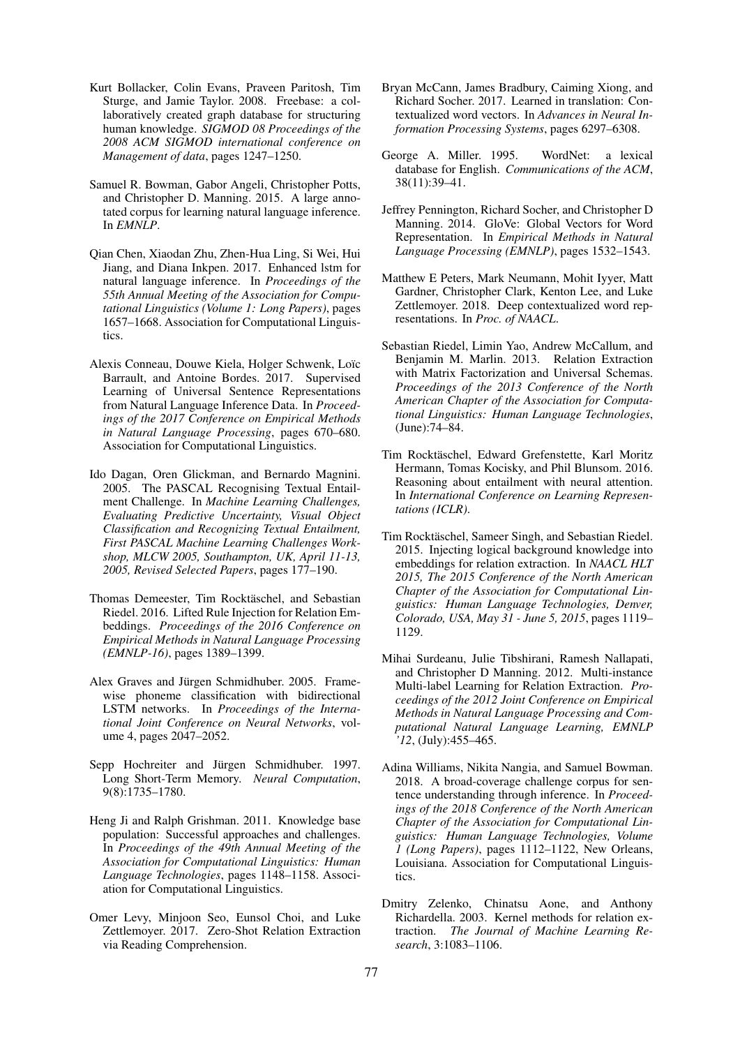Kurt Bollacker, Colin Evans, Praveen Paritosh, Tim Sturge, and Jamie Taylor. 2008. Freebase: a collaboratively created graph database for structuring human knowledge. *SIGMOD 08 Proceedings of the 2008 ACM SIGMOD international conference on Management of data*, pages 1247–1250.

Samuel R. Bowman, Gabor Angeli, Christopher Potts, and Christopher D. Manning. 2015. A large annotated corpus for learning natural language inference. In *EMNLP*.

Qian Chen, Xiaodan Zhu, Zhen-Hua Ling, Si Wei, Hui Jiang, and Diana Inkpen. 2017. Enhanced lstm for natural language inference. In *Proceedings of the 55th Annual Meeting of the Association for Computational Linguistics (Volume 1: Long Papers)*, pages 1657–1668. Association for Computational Linguistics.

Alexis Conneau, Douwe Kiela, Holger Schwenk, Loïc Barrault, and Antoine Bordes. 2017. Supervised Learning of Universal Sentence Representations from Natural Language Inference Data. In *Proceedings of the 2017 Conference on Empirical Methods in Natural Language Processing*, pages 670–680. Association for Computational Linguistics.

Ido Dagan, Oren Glickman, and Bernardo Magnini. 2005. The PASCAL Recognising Textual Entailment Challenge. In *Machine Learning Challenges, Evaluating Predictive Uncertainty, Visual Object Classification and Recognizing Textual Entailment, First PASCAL Machine Learning Challenges Workshop, MLCW 2005, Southampton, UK, April 11-13, 2005, Revised Selected Papers*, pages 177–190.

Thomas Demeester, Tim Rocktäschel, and Sebastian Riedel. 2016. Lifted Rule Injection for Relation Embeddings. *Proceedings of the 2016 Conference on Empirical Methods in Natural Language Processing (EMNLP-16)*, pages 1389–1399.

Alex Graves and Jürgen Schmidhuber. 2005. Framewise phoneme classification with bidirectional LSTM networks. In *Proceedings of the International Joint Conference on Neural Networks*, volume 4, pages 2047–2052.

Sepp Hochreiter and Jürgen Schmidhuber. 1997. Long Short-Term Memory. *Neural Computation*, 9(8):1735–1780.

Heng Ji and Ralph Grishman. 2011. Knowledge base population: Successful approaches and challenges. In *Proceedings of the 49th Annual Meeting of the Association for Computational Linguistics: Human Language Technologies*, pages 1148–1158. Association for Computational Linguistics.

Omer Levy, Minjoon Seo, Eunsol Choi, and Luke Zettlemoyer. 2017. Zero-Shot Relation Extraction via Reading Comprehension.

Bryan McCann, James Bradbury, Caiming Xiong, and Richard Socher. 2017. Learned in translation: Contextualized word vectors. In *Advances in Neural Information Processing Systems*, pages 6297–6308.

George A. Miller. 1995. WordNet: a lexical database for English. *Communications of the ACM*, 38(11):39–41.

Jeffrey Pennington, Richard Socher, and Christopher D Manning. 2014. GloVe: Global Vectors for Word Representation. In *Empirical Methods in Natural Language Processing (EMNLP)*, pages 1532–1543.

Matthew E Peters, Mark Neumann, Mohit Iyyer, Matt Gardner, Christopher Clark, Kenton Lee, and Luke Zettlemoyer. 2018. Deep contextualized word representations. In *Proc. of NAACL*.

Sebastian Riedel, Limin Yao, Andrew McCallum, and Benjamin M. Marlin. 2013. Relation Extraction with Matrix Factorization and Universal Schemas. *Proceedings of the 2013 Conference of the North American Chapter of the Association for Computational Linguistics: Human Language Technologies*, (June):74–84.

Tim Rocktäschel, Edward Grefenstette, Karl Moritz Hermann, Tomas Kocisky, and Phil Blunsom. 2016. Reasoning about entailment with neural attention. In *International Conference on Learning Representations (ICLR)*.

Tim Rocktäschel, Sameer Singh, and Sebastian Riedel. 2015. Injecting logical background knowledge into embeddings for relation extraction. In *NAACL HLT 2015, The 2015 Conference of the North American Chapter of the Association for Computational Linguistics: Human Language Technologies, Denver, Colorado, USA, May 31 - June 5, 2015*, pages 1119–1129.

Mihai Surdeanu, Julie Tibshirani, Ramesh Nallapati, and Christopher D Manning. 2012. Multi-instance Multi-label Learning for Relation Extraction. *Proceedings of the 2012 Joint Conference on Empirical Methods in Natural Language Processing and Computational Natural Language Learning, EMNLP '12*, (July):455–465.

Adina Williams, Nikita Nangia, and Samuel Bowman. 2018. A broad-coverage challenge corpus for sentence understanding through inference. In *Proceedings of the 2018 Conference of the North American Chapter of the Association for Computational Linguistics: Human Language Technologies, Volume 1 (Long Papers)*, pages 1112–1122, New Orleans, Louisiana. Association for Computational Linguistics.

Dmitry Zelenko, Chinatsu Aone, and Anthony Richardella. 2003. Kernel methods for relation extraction. *The Journal of Machine Learning Research*, 3:1083–1106.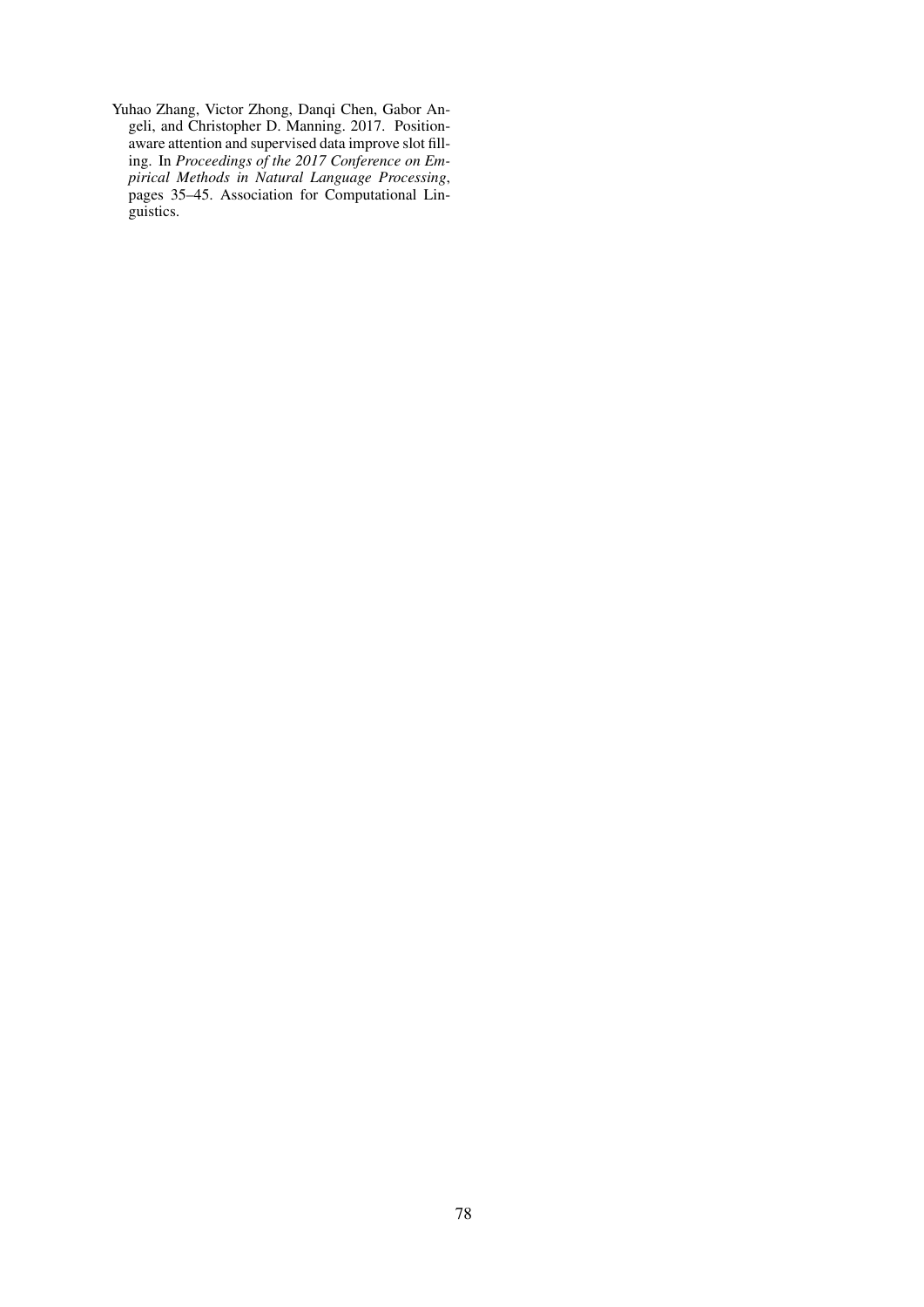Yuhao Zhang, Victor Zhong, Danqi Chen, Gabor Angeli, and Christopher D. Manning. 2017. Position-aware attention and supervised data improve slot filling. In *Proceedings of the 2017 Conference on Empirical Methods in Natural Language Processing*, pages 35–45. Association for Computational Linguistics.